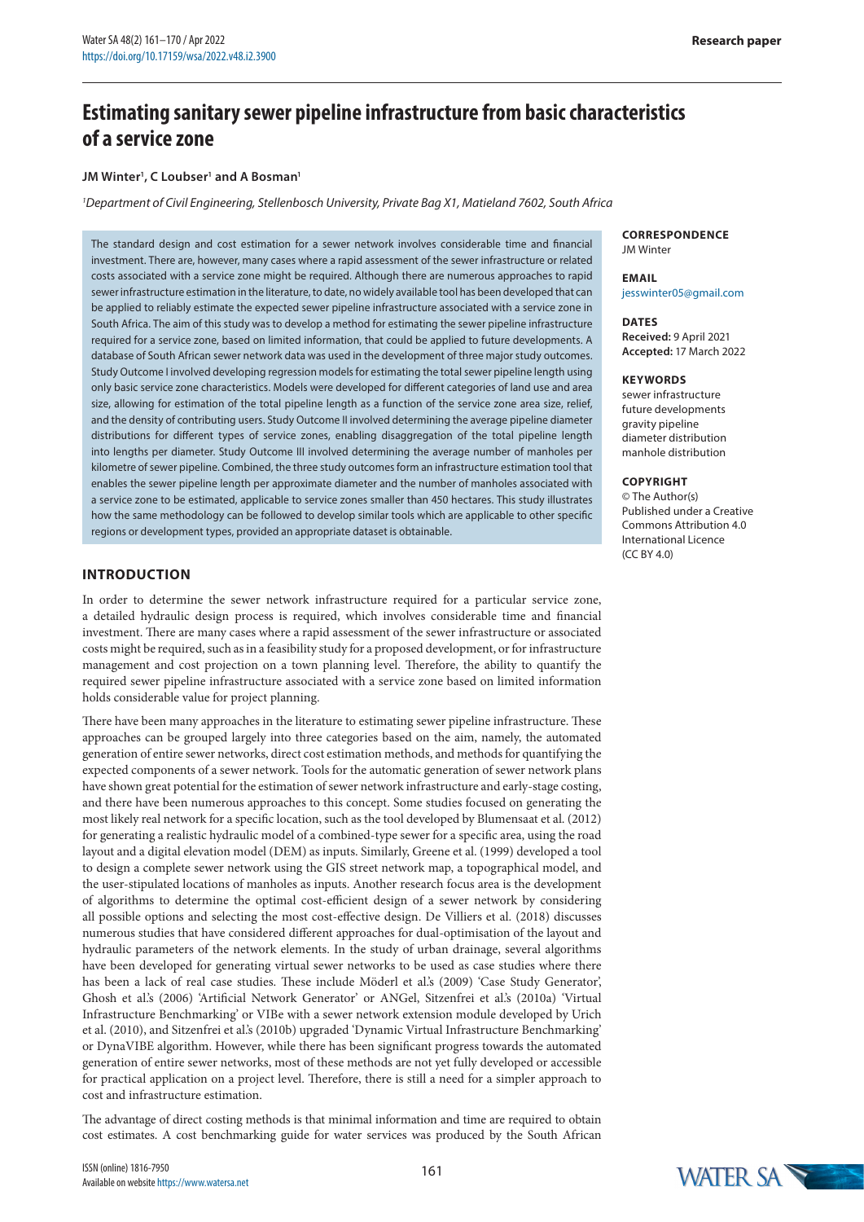Research paper

# Estimating sanitary sewer pipeline infrastructure from basic characteristics of a service zone

**JM Winter[1], C Loubser[1] and A Bosman[1]**

[1]*Department of Civil Engineering, Stellenbosch University, Private Bag X1, Matieland 7602, South Africa*

The standard design and cost estimation for a sewer network involves considerable time and financial investment. There are, however, many cases where a rapid assessment of the sewer infrastructure or related costs associated with a service zone might be required. Although there are numerous approaches to rapid sewer infrastructure estimation in the literature, to date, no widely available tool has been developed that can be applied to reliably estimate the expected sewer pipeline infrastructure associated with a service zone in South Africa. The aim of this study was to develop a method for estimating the sewer pipeline infrastructure required for a service zone, based on limited information, that could be applied to future developments. A database of South African sewer network data was used in the development of three major study outcomes. Study Outcome I involved developing regression models for estimating the total sewer pipeline length using only basic service zone characteristics. Models were developed for different categories of land use and area size, allowing for estimation of the total pipeline length as a function of the service zone area size, relief, and the density of contributing users. Study Outcome II involved determining the average pipeline diameter distributions for different types of service zones, enabling disaggregation of the total pipeline length into lengths per diameter. Study Outcome III involved determining the average number of manholes per kilometre of sewer pipeline. Combined, the three study outcomes form an infrastructure estimation tool that enables the sewer pipeline length per approximate diameter and the number of manholes associated with a service zone to be estimated, applicable to service zones smaller than 450 hectares. This study illustrates how the same methodology can be followed to develop similar tools which are applicable to other specific regions or development types, provided an appropriate dataset is obtainable.

**CORRESPONDENCE**
JM Winter

**EMAIL**
jesswinter05@gmail.com

**DATES**
**Received:** 9 April 2021
**Accepted:** 17 March 2022

**KEYWORDS**
sewer infrastructure
future developments
gravity pipeline
diameter distribution
manhole distribution

**COPYRIGHT**
© The Author(s)
Published under a Creative Commons Attribution 4.0 International Licence
(CC BY 4.0)

## INTRODUCTION

In order to determine the sewer network infrastructure required for a particular service zone, a detailed hydraulic design process is required, which involves considerable time and financial investment. There are many cases where a rapid assessment of the sewer infrastructure or associated costs might be required, such as in a feasibility study for a proposed development, or for infrastructure management and cost projection on a town planning level. Therefore, the ability to quantify the required sewer pipeline infrastructure associated with a service zone based on limited information holds considerable value for project planning.

There have been many approaches in the literature to estimating sewer pipeline infrastructure. These approaches can be grouped largely into three categories based on the aim, namely, the automated generation of entire sewer networks, direct cost estimation methods, and methods for quantifying the expected components of a sewer network. Tools for the automatic generation of sewer network plans have shown great potential for the estimation of sewer network infrastructure and early-stage costing, and there have been numerous approaches to this concept. Some studies focused on generating the most likely real network for a specific location, such as the tool developed by Blumensaat et al. (2012) for generating a realistic hydraulic model of a combined-type sewer for a specific area, using the road layout and a digital elevation model (DEM) as inputs. Similarly, Greene et al. (1999) developed a tool to design a complete sewer network using the GIS street network map, a topographical model, and the user-stipulated locations of manholes as inputs. Another research focus area is the development of algorithms to determine the optimal cost-efficient design of a sewer network by considering all possible options and selecting the most cost-effective design. De Villiers et al. (2018) discusses numerous studies that have considered different approaches for dual-optimisation of the layout and hydraulic parameters of the network elements. In the study of urban drainage, several algorithms have been developed for generating virtual sewer networks to be used as case studies where there has been a lack of real case studies. These include Möderl et al.'s (2009) 'Case Study Generator', Ghosh et al.'s (2006) 'Artificial Network Generator' or ANGel, Sitzenfrei et al.'s (2010a) 'Virtual Infrastructure Benchmarking' or VIBe with a sewer network extension module developed by Urich et al. (2010), and Sitzenfrei et al.'s (2010b) upgraded 'Dynamic Virtual Infrastructure Benchmarking' or DynaVIBE algorithm. However, while there has been significant progress towards the automated generation of entire sewer networks, most of these methods are not yet fully developed or accessible for practical application on a project level. Therefore, there is still a need for a simpler approach to cost and infrastructure estimation.

The advantage of direct costing methods is that minimal information and time are required to obtain cost estimates. A cost benchmarking guide for water services was produced by the South African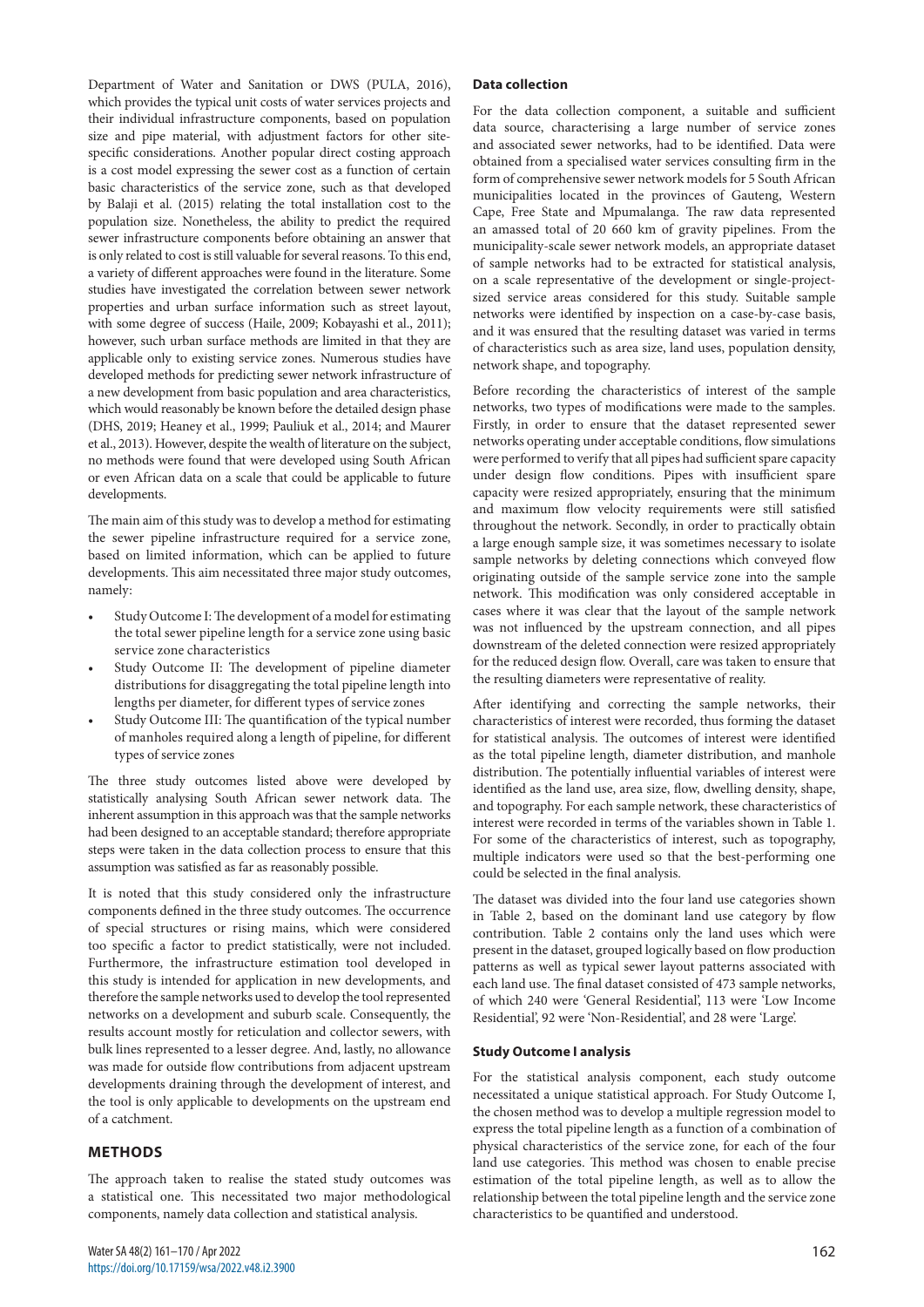Department of Water and Sanitation or DWS (PULA, 2016), which provides the typical unit costs of water services projects and their individual infrastructure components, based on population size and pipe material, with adjustment factors for other site-specific considerations. Another popular direct costing approach is a cost model expressing the sewer cost as a function of certain basic characteristics of the service zone, such as that developed by Balaji et al. (2015) relating the total installation cost to the population size. Nonetheless, the ability to predict the required sewer infrastructure components before obtaining an answer that is only related to cost is still valuable for several reasons. To this end, a variety of different approaches were found in the literature. Some studies have investigated the correlation between sewer network properties and urban surface information such as street layout, with some degree of success (Haile, 2009; Kobayashi et al., 2011); however, such urban surface methods are limited in that they are applicable only to existing service zones. Numerous studies have developed methods for predicting sewer network infrastructure of a new development from basic population and area characteristics, which would reasonably be known before the detailed design phase (DHS, 2019; Heaney et al., 1999; Pauliuk et al., 2014; and Maurer et al., 2013). However, despite the wealth of literature on the subject, no methods were found that were developed using South African or even African data on a scale that could be applicable to future developments.

The main aim of this study was to develop a method for estimating the sewer pipeline infrastructure required for a service zone, based on limited information, which can be applied to future developments. This aim necessitated three major study outcomes, namely:

- Study Outcome I: The development of a model for estimating the total sewer pipeline length for a service zone using basic service zone characteristics
- Study Outcome II: The development of pipeline diameter distributions for disaggregating the total pipeline length into lengths per diameter, for different types of service zones
- Study Outcome III: The quantification of the typical number of manholes required along a length of pipeline, for different types of service zones

The three study outcomes listed above were developed by statistically analysing South African sewer network data. The inherent assumption in this approach was that the sample networks had been designed to an acceptable standard; therefore appropriate steps were taken in the data collection process to ensure that this assumption was satisfied as far as reasonably possible.

It is noted that this study considered only the infrastructure components defined in the three study outcomes. The occurrence of special structures or rising mains, which were considered too specific a factor to predict statistically, were not included. Furthermore, the infrastructure estimation tool developed in this study is intended for application in new developments, and therefore the sample networks used to develop the tool represented networks on a development and suburb scale. Consequently, the results account mostly for reticulation and collector sewers, with bulk lines represented to a lesser degree. And, lastly, no allowance was made for outside flow contributions from adjacent upstream developments draining through the development of interest, and the tool is only applicable to developments on the upstream end of a catchment.

## METHODS

The approach taken to realise the stated study outcomes was a statistical one. This necessitated two major methodological components, namely data collection and statistical analysis.

### Data collection

For the data collection component, a suitable and sufficient data source, characterising a large number of service zones and associated sewer networks, had to be identified. Data were obtained from a specialised water services consulting firm in the form of comprehensive sewer network models for 5 South African municipalities located in the provinces of Gauteng, Western Cape, Free State and Mpumalanga. The raw data represented an amassed total of 20 660 km of gravity pipelines. From the municipality-scale sewer network models, an appropriate dataset of sample networks had to be extracted for statistical analysis, on a scale representative of the development or single-project-sized service areas considered for this study. Suitable sample networks were identified by inspection on a case-by-case basis, and it was ensured that the resulting dataset was varied in terms of characteristics such as area size, land uses, population density, network shape, and topography.

Before recording the characteristics of interest of the sample networks, two types of modifications were made to the samples. Firstly, in order to ensure that the dataset represented sewer networks operating under acceptable conditions, flow simulations were performed to verify that all pipes had sufficient spare capacity under design flow conditions. Pipes with insufficient spare capacity were resized appropriately, ensuring that the minimum and maximum flow velocity requirements were still satisfied throughout the network. Secondly, in order to practically obtain a large enough sample size, it was sometimes necessary to isolate sample networks by deleting connections which conveyed flow originating outside of the sample service zone into the sample network. This modification was only considered acceptable in cases where it was clear that the layout of the sample network was not influenced by the upstream connection, and all pipes downstream of the deleted connection were resized appropriately for the reduced design flow. Overall, care was taken to ensure that the resulting diameters were representative of reality.

After identifying and correcting the sample networks, their characteristics of interest were recorded, thus forming the dataset for statistical analysis. The outcomes of interest were identified as the total pipeline length, diameter distribution, and manhole distribution. The potentially influential variables of interest were identified as the land use, area size, flow, dwelling density, shape, and topography. For each sample network, these characteristics of interest were recorded in terms of the variables shown in Table 1. For some of the characteristics of interest, such as topography, multiple indicators were used so that the best-performing one could be selected in the final analysis.

The dataset was divided into the four land use categories shown in Table 2, based on the dominant land use category by flow contribution. Table 2 contains only the land uses which were present in the dataset, grouped logically based on flow production patterns as well as typical sewer layout patterns associated with each land use. The final dataset consisted of 473 sample networks, of which 240 were 'General Residential', 113 were 'Low Income Residential', 92 were 'Non-Residential', and 28 were 'Large'.

### Study Outcome I analysis

For the statistical analysis component, each study outcome necessitated a unique statistical approach. For Study Outcome I, the chosen method was to develop a multiple regression model to express the total pipeline length as a function of a combination of physical characteristics of the service zone, for each of the four land use categories. This method was chosen to enable precise estimation of the total pipeline length, as well as to allow the relationship between the total pipeline length and the service zone characteristics to be quantified and understood.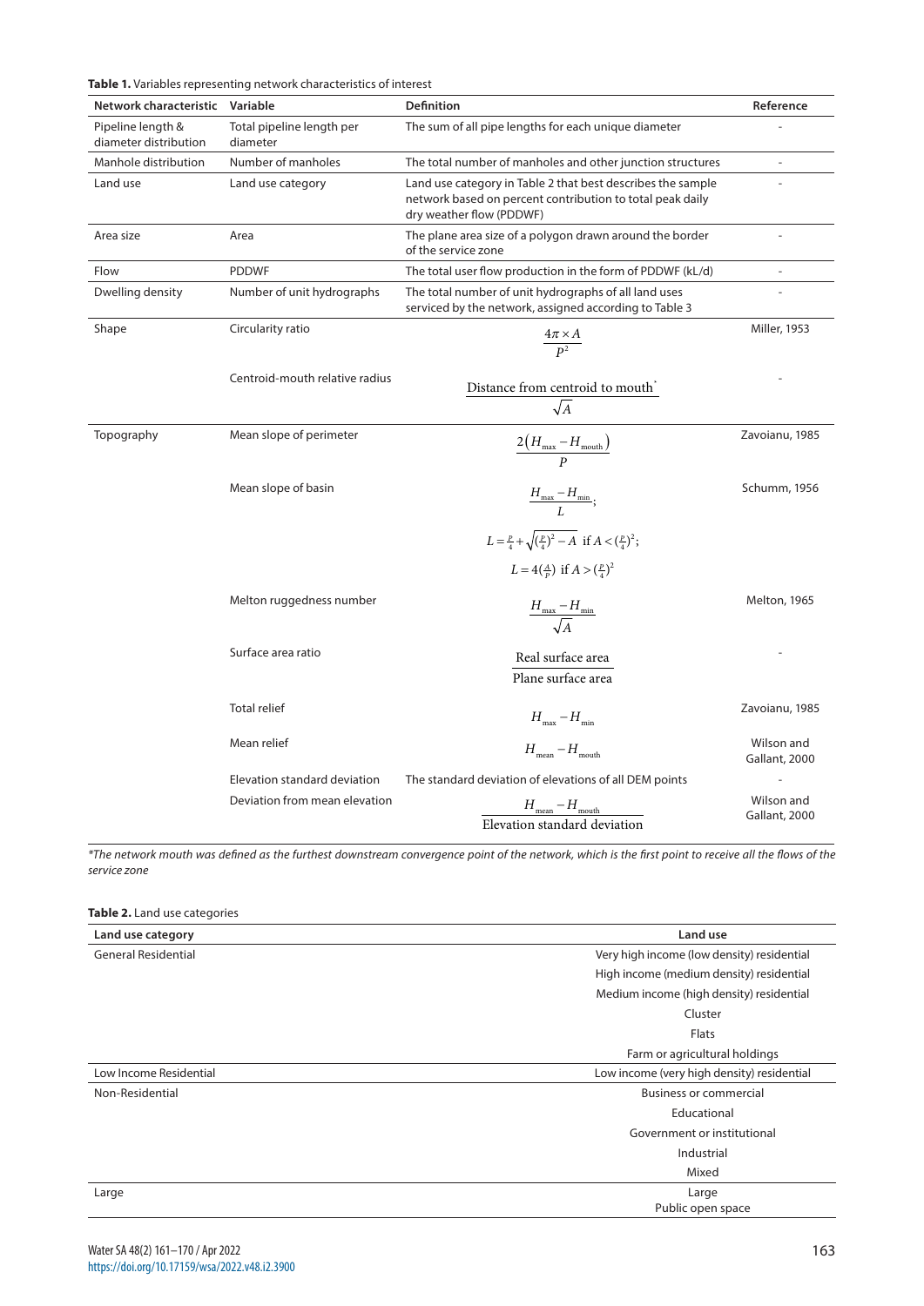**Table 1.** Variables representing network characteristics of interest

| Network characteristic | Variable | Definition | Reference |
|---|---|---|---|
| Pipeline length & diameter distribution | Total pipeline length per diameter | The sum of all pipe lengths for each unique diameter | - |
| Manhole distribution | Number of manholes | The total number of manholes and other junction structures | - |
| Land use | Land use category | Land use category in Table 2 that best describes the sample network based on percent contribution to total peak daily dry weather flow (PDDWF) | - |
| Area size | Area | The plane area size of a polygon drawn around the border of the service zone | - |
| Flow | PDDWF | The total user flow production in the form of PDDWF (kL/d) | - |
| Dwelling density | Number of unit hydrographs | The total number of unit hydrographs of all land uses serviced by the network, assigned according to Table 3 | - |
| Shape | Circularity ratio | $\frac{4\pi \times A}{P^2}$ | Miller, 1953 |
| | Centroid-mouth relative radius | $\frac{\text{Distance from centroid to mouth}^*}{\sqrt{A}}$ | - |
| Topography | Mean slope of perimeter | $\frac{2\left(H_{max} - H_{mouth}\right)}{P}$ | Zavoianu, 1985 |
| | Mean slope of basin | $\frac{H_{max} - H_{min}}{L}$; $L = \frac{P}{4} + \sqrt{\left(\frac{P}{4}\right)^2 - A}$ if $A < \left(\frac{P}{4}\right)^2$; $L = 4\left(\frac{A}{P}\right)$ if $A > \left(\frac{P}{4}\right)^2$ | Schumm, 1956 |
| | Melton ruggedness number | $\frac{H_{max} - H_{min}}{\sqrt{A}}$ | Melton, 1965 |
| | Surface area ratio | $\frac{\text{Real surface area}}{\text{Plane surface area}}$ | - |
| | Total relief | $H_{max} - H_{min}$ | Zavoianu, 1985 |
| | Mean relief | $H_{mean} - H_{mouth}$ | Wilson and Gallant, 2000 |
| | Elevation standard deviation | The standard deviation of elevations of all DEM points | - |
| | Deviation from mean elevation | $\frac{H_{mean} - H_{mouth}}{\text{Elevation standard deviation}}$ | Wilson and Gallant, 2000 |

*\*The network mouth was defined as the furthest downstream convergence point of the network, which is the first point to receive all the flows of the service zone*

**Table 2.** Land use categories

| Land use category | Land use |
|---|---|
| General Residential | Very high income (low density) residential |
| | High income (medium density) residential |
| | Medium income (high density) residential |
| | Cluster |
| | Flats |
| | Farm or agricultural holdings |
| Low Income Residential | Low income (very high density) residential |
| Non-Residential | Business or commercial |
| | Educational |
| | Government or institutional |
| | Industrial |
| | Mixed |
| Large | Large |
| | Public open space |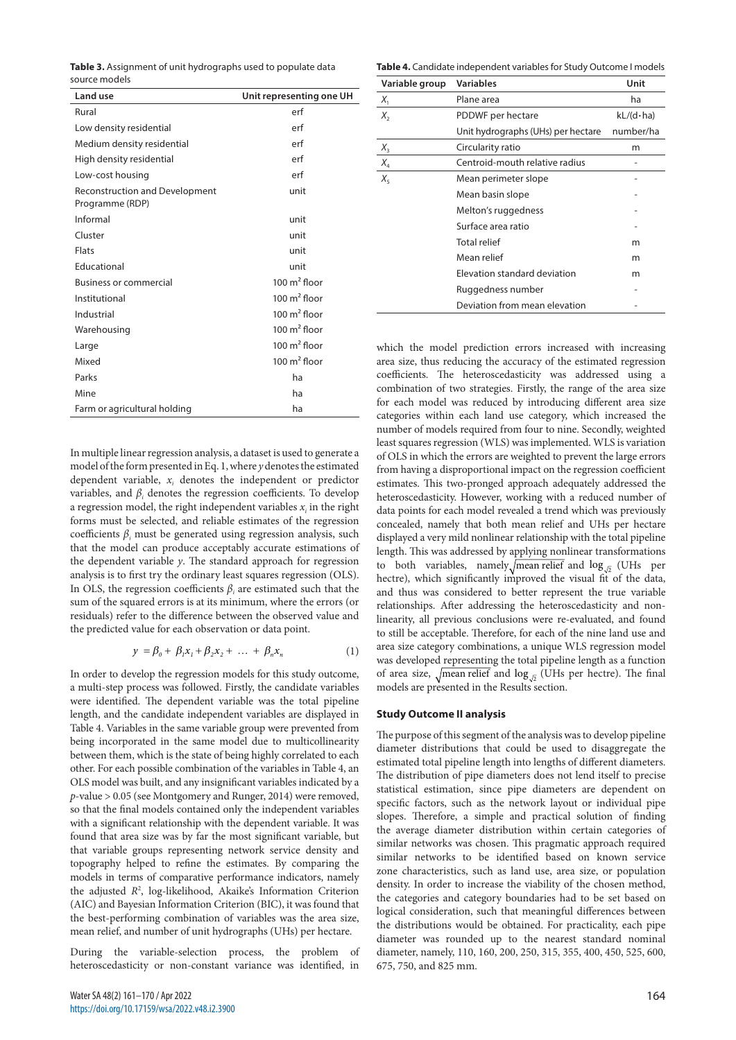**Table 3.** Assignment of unit hydrographs used to populate data source models

| Land use | Unit representing one UH |
|---|---|
| Rural | erf |
| Low density residential | erf |
| Medium density residential | erf |
| High density residential | erf |
| Low-cost housing | erf |
| Reconstruction and Development Programme (RDP) | unit |
| Informal | unit |
| Cluster | unit |
| Flats | unit |
| Educational | unit |
| Business or commercial | 100 m² floor |
| Institutional | 100 m² floor |
| Industrial | 100 m² floor |
| Warehousing | 100 m² floor |
| Large | 100 m² floor |
| Mixed | 100 m² floor |
| Parks | ha |
| Mine | ha |
| Farm or agricultural holding | ha |

In multiple linear regression analysis, a dataset is used to generate a model of the form presented in Eq. 1, where $y$ denotes the estimated dependent variable, $x_i$ denotes the independent or predictor variables, and $\beta_i$ denotes the regression coefficients. To develop a regression model, the right independent variables $x_i$ in the right forms must be selected, and reliable estimates of the regression coefficients $\beta_i$ must be generated using regression analysis, such that the model can produce acceptably accurate estimations of the dependent variable $y$. The standard approach for regression analysis is to first try the ordinary least squares regression (OLS). In OLS, the regression coefficients $\beta_i$ are estimated such that the sum of the squared errors is at its minimum, where the errors (or residuals) refer to the difference between the observed value and the predicted value for each observation or data point.

$$y = \beta_0 + \beta_1 x_1 + \beta_2 x_2 + \ \dots \ + \beta_n x_n \qquad (1)$$

In order to develop the regression models for this study outcome, a multi-step process was followed. Firstly, the candidate variables were identified. The dependent variable was the total pipeline length, and the candidate independent variables are displayed in Table 4. Variables in the same variable group were prevented from being incorporated in the same model due to multicollinearity between them, which is the state of being highly correlated to each other. For each possible combination of the variables in Table 4, an OLS model was built, and any insignificant variables indicated by a $p$-value > 0.05 (see Montgomery and Runger, 2014) were removed, so that the final models contained only the independent variables with a significant relationship with the dependent variable. It was found that area size was by far the most significant variable, but that variable groups representing network service density and topography helped to refine the estimates. By comparing the models in terms of comparative performance indicators, namely the adjusted $R^2$, log-likelihood, Akaike's Information Criterion (AIC) and Bayesian Information Criterion (BIC), it was found that the best-performing combination of variables was the area size, mean relief, and number of unit hydrographs (UHs) per hectare.

During the variable-selection process, the problem of heteroscedasticity or non-constant variance was identified, in which the model prediction errors increased with increasing area size, thus reducing the accuracy of the estimated regression coefficients. The heteroscedasticity was addressed using a combination of two strategies. Firstly, the range of the area size for each model was reduced by introducing different area size categories within each land use category, which increased the number of models required from four to nine. Secondly, weighted least squares regression (WLS) was implemented. WLS is variation of OLS in which the errors are weighted to prevent the large errors from having a disproportional impact on the regression coefficient estimates. This two-pronged approach adequately addressed the heteroscedasticity. However, working with a reduced number of data points for each model revealed a trend which was previously concealed, namely that both mean relief and UHs per hectare displayed a very mild nonlinear relationship with the total pipeline length. This was addressed by applying nonlinear transformations to both variables, namely $\sqrt{\text{mean relief}}$ and $\log_{\sqrt{2}}$ (UHs per hectre), which significantly improved the visual fit of the data, and thus was considered to better represent the true variable relationships. After addressing the heteroscedasticity and non-linearity, all previous conclusions were re-evaluated, and found to still be acceptable. Therefore, for each of the nine land use and area size category combinations, a unique WLS regression model was developed representing the total pipeline length as a function of area size, $\sqrt{\text{mean relief}}$ and $\log_{\sqrt{2}}$ (UHs per hectre). The final models are presented in the Results section.

**Table 4.** Candidate independent variables for Study Outcome I models

| Variable group | Variables | Unit |
|---|---|---|
| $X_1$ | Plane area | ha |
| $X_2$ | PDDWF per hectare | kL/(d·ha) |
| | Unit hydrographs (UHs) per hectare | number/ha |
| $X_3$ | Circularity ratio | m |
| $X_4$ | Centroid-mouth relative radius | - |
| $X_5$ | Mean perimeter slope | - |
| | Mean basin slope | - |
| | Melton's ruggedness | - |
| | Surface area ratio | - |
| | Total relief | m |
| | Mean relief | m |
| | Elevation standard deviation | m |
| | Ruggedness number | - |
| | Deviation from mean elevation | - |

### Study Outcome II analysis

The purpose of this segment of the analysis was to develop pipeline diameter distributions that could be used to disaggregate the estimated total pipeline length into lengths of different diameters. The distribution of pipe diameters does not lend itself to precise statistical estimation, since pipe diameters are dependent on specific factors, such as the network layout or individual pipe slopes. Therefore, a simple and practical solution of finding the average diameter distribution within certain categories of similar networks was chosen. This pragmatic approach required similar networks to be identified based on known service zone characteristics, such as land use, area size, or population density. In order to increase the viability of the chosen method, the categories and category boundaries had to be set based on logical consideration, such that meaningful differences between the distributions would be obtained. For practicality, each pipe diameter was rounded up to the nearest standard nominal diameter, namely, 110, 160, 200, 250, 315, 355, 400, 450, 525, 600, 675, 750, and 825 mm.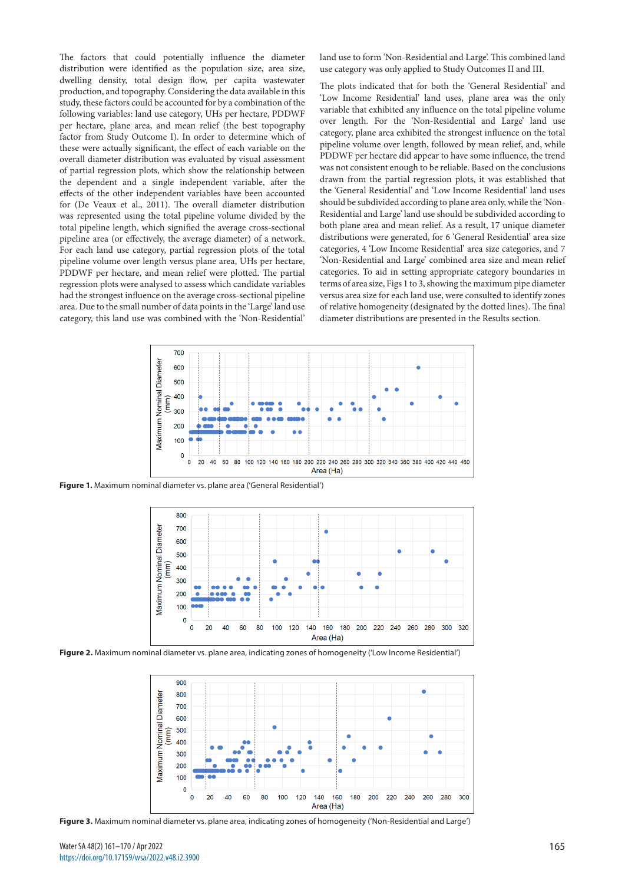The factors that could potentially influence the diameter distribution were identified as the population size, area size, dwelling density, total design flow, per capita wastewater production, and topography. Considering the data available in this study, these factors could be accounted for by a combination of the following variables: land use category, UHs per hectare, PDDWF per hectare, plane area, and mean relief (the best topography factor from Study Outcome I). In order to determine which of these were actually significant, the effect of each variable on the overall diameter distribution was evaluated by visual assessment of partial regression plots, which show the relationship between the dependent and a single independent variable, after the effects of the other independent variables have been accounted for (De Veaux et al., 2011). The overall diameter distribution was represented using the total pipeline volume divided by the total pipeline length, which signified the average cross-sectional pipeline area (or effectively, the average diameter) of a network. For each land use category, partial regression plots of the total pipeline volume over length versus plane area, UHs per hectare, PDDWF per hectare, and mean relief were plotted. The partial regression plots were analysed to assess which candidate variables had the strongest influence on the average cross-sectional pipeline area. Due to the small number of data points in the 'Large' land use category, this land use was combined with the 'Non-Residential' land use to form 'Non-Residential and Large'. This combined land use category was only applied to Study Outcomes II and III.

The plots indicated that for both the 'General Residential' and 'Low Income Residential' land uses, plane area was the only variable that exhibited any influence on the total pipeline volume over length. For the 'Non-Residential and Large' land use category, plane area exhibited the strongest influence on the total pipeline volume over length, followed by mean relief, and, while PDDWF per hectare did appear to have some influence, the trend was not consistent enough to be reliable. Based on the conclusions drawn from the partial regression plots, it was established that the 'General Residential' and 'Low Income Residential' land uses should be subdivided according to plane area only, while the 'Non-Residential and Large' land use should be subdivided according to both plane area and mean relief. As a result, 17 unique diameter distributions were generated, for 6 'General Residential' area size categories, 4 'Low Income Residential' area size categories, and 7 'Non-Residential and Large' combined area size and mean relief categories. To aid in setting appropriate category boundaries in terms of area size, Figs 1 to 3, showing the maximum pipe diameter versus area size for each land use, were consulted to identify zones of relative homogeneity (designated by the dotted lines). The final diameter distributions are presented in the Results section.

**Figure 1.** Maximum nominal diameter vs. plane area ('General Residential')

**Figure 2.** Maximum nominal diameter vs. plane area, indicating zones of homogeneity ('Low Income Residential')

**Figure 3.** Maximum nominal diameter vs. plane area, indicating zones of homogeneity ('Non-Residential and Large')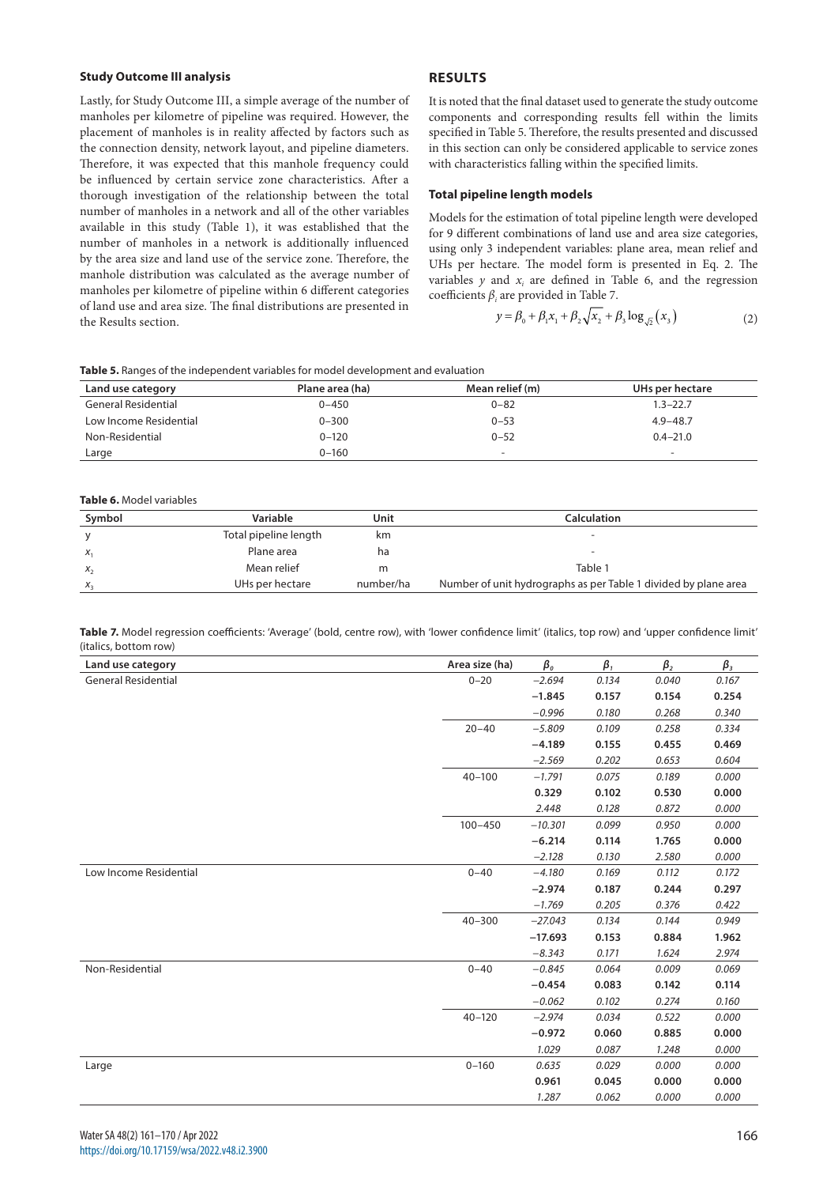### Study Outcome III analysis

Lastly, for Study Outcome III, a simple average of the number of manholes per kilometre of pipeline was required. However, the placement of manholes is in reality affected by factors such as the connection density, network layout, and pipeline diameters. Therefore, it was expected that this manhole frequency could be influenced by certain service zone characteristics. After a thorough investigation of the relationship between the total number of manholes in a network and all of the other variables available in this study (Table 1), it was established that the number of manholes in a network is additionally influenced by the area size and land use of the service zone. Therefore, the manhole distribution was calculated as the average number of manholes per kilometre of pipeline within 6 different categories of land use and area size. The final distributions are presented in the Results section.

## RESULTS

It is noted that the final dataset used to generate the study outcome components and corresponding results fell within the limits specified in Table 5. Therefore, the results presented and discussed in this section can only be considered applicable to service zones with characteristics falling within the specified limits.

### Total pipeline length models

Models for the estimation of total pipeline length were developed for 9 different combinations of land use and area size categories, using only 3 independent variables: plane area, mean relief and UHs per hectare. The model form is presented in Eq. 2. The variables $y$ and $x_i$ are defined in Table 6, and the regression coefficients $\beta_i$ are provided in Table 7.

$$y = \beta_0 + \beta_1 x_1 + \beta_2 \sqrt{x_2} + \beta_3 \log_{\sqrt{2}}(x_3) \tag{2}$$

**Table 5.** Ranges of the independent variables for model development and evaluation

| Land use category | Plane area (ha) | Mean relief (m) | UHs per hectare |
|---|---|---|---|
| General Residential | 0–450 | 0–82 | 1.3–22.7 |
| Low Income Residential | 0–300 | 0–53 | 4.9–48.7 |
| Non-Residential | 0–120 | 0–52 | 0.4–21.0 |
| Large | 0–160 | - | - |

**Table 6.** Model variables

| Symbol | Variable | Unit | Calculation |
|---|---|---|---|
| y | Total pipeline length | km | - |
| $x_1$ | Plane area | ha | - |
| $x_2$ | Mean relief | m | Table 1 |
| $x_3$ | UHs per hectare | number/ha | Number of unit hydrographs as per Table 1 divided by plane area |

**Table 7.** Model regression coefficients: 'Average' (bold, centre row), with 'lower confidence limit' (italics, top row) and 'upper confidence limit' (italics, bottom row)

| Land use category | Area size (ha) | $\beta_0$ | $\beta_1$ | $\beta_2$ | $\beta_3$ |
|---|---|---|---|---|---|
| General Residential | 0–20 | *−2.694* | *0.134* | *0.040* | *0.167* |
| | | **−1.845** | **0.157** | **0.154** | **0.254** |
| | | *−0.996* | *0.180* | *0.268* | *0.340* |
| | 20–40 | *−5.809* | *0.109* | *0.258* | *0.334* |
| | | **−4.189** | **0.155** | **0.455** | **0.469** |
| | | *−2.569* | *0.202* | *0.653* | *0.604* |
| | 40–100 | *−1.791* | *0.075* | *0.189* | *0.000* |
| | | **0.329** | **0.102** | **0.530** | **0.000** |
| | | *2.448* | *0.128* | *0.872* | *0.000* |
| | 100–450 | *−10.301* | *0.099* | *0.950* | *0.000* |
| | | **−6.214** | **0.114** | **1.765** | **0.000** |
| | | *−2.128* | *0.130* | *2.580* | *0.000* |
| Low Income Residential | 0–40 | *−4.180* | *0.169* | *0.112* | *0.172* |
| | | **−2.974** | **0.187** | **0.244** | **0.297** |
| | | *−1.769* | *0.205* | *0.376* | *0.422* |
| | 40–300 | *−27.043* | *0.134* | *0.144* | *0.949* |
| | | **−17.693** | **0.153** | **0.884** | **1.962** |
| | | *−8.343* | *0.171* | *1.624* | *2.974* |
| Non-Residential | 0–40 | *−0.845* | *0.064* | *0.009* | *0.069* |
| | | **−0.454** | **0.083** | **0.142** | **0.114** |
| | | *−0.062* | *0.102* | *0.274* | *0.160* |
| | 40–120 | *−2.974* | *0.034* | *0.522* | *0.000* |
| | | **−0.972** | **0.060** | **0.885** | **0.000** |
| | | *1.029* | *0.087* | *1.248* | *0.000* |
| Large | 0–160 | *0.635* | *0.029* | *0.000* | *0.000* |
| | | **0.961** | **0.045** | **0.000** | **0.000** |
| | | *1.287* | *0.062* | *0.000* | *0.000* |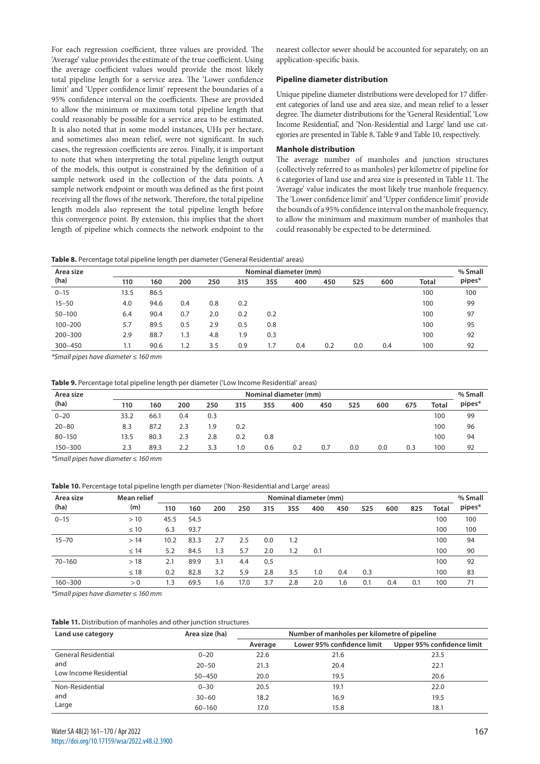For each regression coefficient, three values are provided. The 'Average' value provides the estimate of the true coefficient. Using the average coefficient values would provide the most likely total pipeline length for a service area. The 'Lower confidence limit' and 'Upper confidence limit' represent the boundaries of a 95% confidence interval on the coefficients. These are provided to allow the minimum or maximum total pipeline length that could reasonably be possible for a service area to be estimated. It is also noted that in some model instances, UHs per hectare, and sometimes also mean relief, were not significant. In such cases, the regression coefficients are zeros. Finally, it is important to note that when interpreting the total pipeline length output of the models, this output is constrained by the definition of a sample network used in the collection of the data points. A sample network endpoint or mouth was defined as the first point receiving all the flows of the network. Therefore, the total pipeline length models also represent the total pipeline length before this convergence point. By extension, this implies that the short length of pipeline which connects the network endpoint to the nearest collector sewer should be accounted for separately, on an application-specific basis.

### Pipeline diameter distribution

Unique pipeline diameter distributions were developed for 17 different categories of land use and area size, and mean relief to a lesser degree. The diameter distributions for the 'General Residential', 'Low Income Residential', and 'Non-Residential and Large' land use categories are presented in Table 8, Table 9 and Table 10, respectively.

### Manhole distribution

The average number of manholes and junction structures (collectively referred to as manholes) per kilometre of pipeline for 6 categories of land use and area size is presented in Table 11. The 'Average' value indicates the most likely true manhole frequency. The 'Lower confidence limit' and 'Upper confidence limit' provide the bounds of a 95% confidence interval on the manhole frequency, to allow the minimum and maximum number of manholes that could reasonably be expected to be determined.

**Table 8.** Percentage total pipeline length per diameter ('General Residential' areas)

| Area size (ha) | Nominal diameter (mm) | | | | | | | | | | | % Small pipes* |
|---|---|---|---|---|---|---|---|---|---|---|---|---|
| | 110 | 160 | 200 | 250 | 315 | 355 | 400 | 450 | 525 | 600 | Total | |
| 0–15 | 13.5 | 86.5 | | | | | | | | | 100 | 100 |
| 15–50 | 4.0 | 94.6 | 0.4 | 0.8 | 0.2 | | | | | | 100 | 99 |
| 50–100 | 6.4 | 90.4 | 0.7 | 2.0 | 0.2 | 0.2 | | | | | 100 | 97 |
| 100–200 | 5.7 | 89.5 | 0.5 | 2.9 | 0.5 | 0.8 | | | | | 100 | 95 |
| 200–300 | 2.9 | 88.7 | 1.3 | 4.8 | 1.9 | 0.3 | | | | | 100 | 92 |
| 300–450 | 1.1 | 90.6 | 1.2 | 3.5 | 0.9 | 1.7 | 0.4 | 0.2 | 0.0 | 0.4 | 100 | 92 |

*Small pipes have diameter ≤ 160 mm*

**Table 9.** Percentage total pipeline length per diameter ('Low Income Residential' areas)

| Area size (ha) | Nominal diameter (mm) | | | | | | | | | | | | % Small pipes* |
|---|---|---|---|---|---|---|---|---|---|---|---|---|---|
| | 110 | 160 | 200 | 250 | 315 | 355 | 400 | 450 | 525 | 600 | 675 | Total | |
| 0–20 | 33.2 | 66.1 | 0.4 | 0.3 | | | | | | | | 100 | 99 |
| 20–80 | 8.3 | 87.2 | 2.3 | 1.9 | 0.2 | | | | | | | 100 | 96 |
| 80–150 | 13.5 | 80.3 | 2.3 | 2.8 | 0.2 | 0.8 | | | | | | 100 | 94 |
| 150–300 | 2.3 | 89.3 | 2.2 | 3.3 | 1.0 | 0.6 | 0.2 | 0.7 | 0.0 | 0.0 | 0.3 | 100 | 92 |

*Small pipes have diameter ≤ 160 mm*

**Table 10.** Percentage total pipeline length per diameter ('Non-Residential and Large' areas)

| Area size (ha) | Mean relief (m) | Nominal diameter (mm) | | | | | | | | | | | | % Small pipes* |
|---|---|---|---|---|---|---|---|---|---|---|---|---|---|---|
| | | 110 | 160 | 200 | 250 | 315 | 355 | 400 | 450 | 525 | 600 | 825 | Total | |
| 0–15 | > 10 | 45.5 | 54.5 | | | | | | | | | | 100 | 100 |
| | ≤ 10 | 6.3 | 93.7 | | | | | | | | | | 100 | 100 |
| 15–70 | > 14 | 10.2 | 83.3 | 2.7 | 2.5 | 0.0 | 1.2 | | | | | | 100 | 94 |
| | ≤ 14 | 5.2 | 84.5 | 1.3 | 5.7 | 2.0 | 1.2 | 0.1 | | | | | 100 | 90 |
| 70–160 | > 18 | 2.1 | 89.9 | 3.1 | 4.4 | 0.5 | | | | | | | 100 | 92 |
| | ≤ 18 | 0.2 | 82.8 | 3.2 | 5.9 | 2.8 | 3.5 | 1.0 | 0.4 | 0.3 | | | 100 | 83 |
| 160–300 | > 0 | 1.3 | 69.5 | 1.6 | 17.0 | 3.7 | 2.8 | 2.0 | 1.6 | 0.1 | 0.4 | 0.1 | 100 | 71 |

*Small pipes have diameter ≤ 160 mm*

**Table 11.** Distribution of manholes and other junction structures

| Land use category | Area size (ha) | Number of manholes per kilometre of pipeline | | |
|---|---|---|---|---|
| | | Average | Lower 95% confidence limit | Upper 95% confidence limit |
| General Residential and Low Income Residential | 0–20 | 22.6 | 21.6 | 23.5 |
| | 20–50 | 21.3 | 20.4 | 22.1 |
| | 50–450 | 20.0 | 19.5 | 20.6 |
| Non-Residential and Large | 0–30 | 20.5 | 19.1 | 22.0 |
| | 30–60 | 18.2 | 16.9 | 19.5 |
| | 60–160 | 17.0 | 15.8 | 18.1 |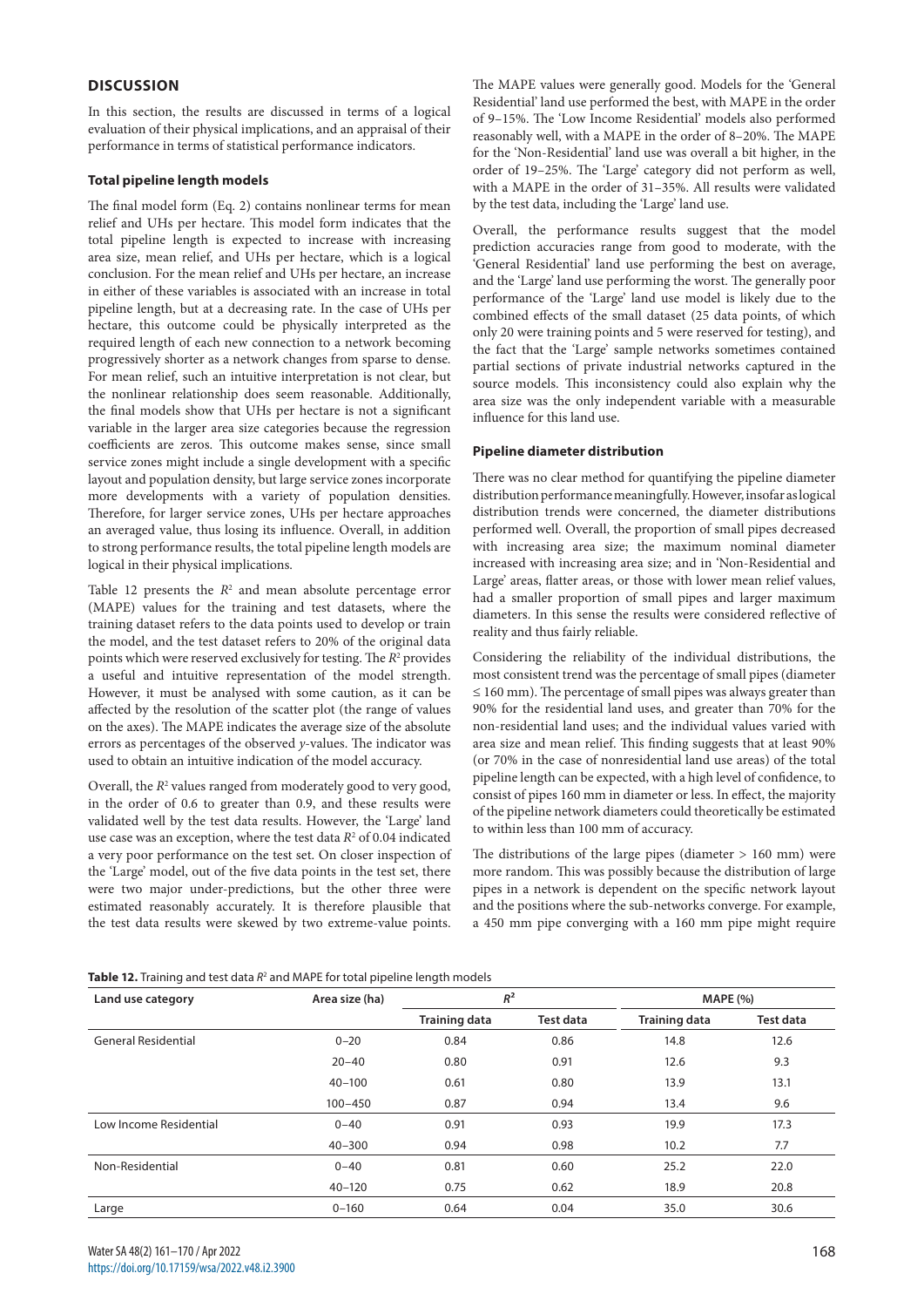## DISCUSSION

In this section, the results are discussed in terms of a logical evaluation of their physical implications, and an appraisal of their performance in terms of statistical performance indicators.

### Total pipeline length models

The final model form (Eq. 2) contains nonlinear terms for mean relief and UHs per hectare. This model form indicates that the total pipeline length is expected to increase with increasing area size, mean relief, and UHs per hectare, which is a logical conclusion. For the mean relief and UHs per hectare, an increase in either of these variables is associated with an increase in total pipeline length, but at a decreasing rate. In the case of UHs per hectare, this outcome could be physically interpreted as the required length of each new connection to a network becoming progressively shorter as a network changes from sparse to dense. For mean relief, such an intuitive interpretation is not clear, but the nonlinear relationship does seem reasonable. Additionally, the final models show that UHs per hectare is not a significant variable in the larger area size categories because the regression coefficients are zeros. This outcome makes sense, since small service zones might include a single development with a specific layout and population density, but large service zones incorporate more developments with a variety of population densities. Therefore, for larger service zones, UHs per hectare approaches an averaged value, thus losing its influence. Overall, in addition to strong performance results, the total pipeline length models are logical in their physical implications.

Table 12 presents the $R^2$ and mean absolute percentage error (MAPE) values for the training and test datasets, where the training dataset refers to the data points used to develop or train the model, and the test dataset refers to 20% of the original data points which were reserved exclusively for testing. The $R^2$ provides a useful and intuitive representation of the model strength. However, it must be analysed with some caution, as it can be affected by the resolution of the scatter plot (the range of values on the axes). The MAPE indicates the average size of the absolute errors as percentages of the observed $y$-values. The indicator was used to obtain an intuitive indication of the model accuracy.

Overall, the $R^2$ values ranged from moderately good to very good, in the order of 0.6 to greater than 0.9, and these results were validated well by the test data results. However, the 'Large' land use case was an exception, where the test data $R^2$ of 0.04 indicated a very poor performance on the test set. On closer inspection of the 'Large' model, out of the five data points in the test set, there were two major under-predictions, but the other three were estimated reasonably accurately. It is therefore plausible that the test data results were skewed by two extreme-value points.

The MAPE values were generally good. Models for the 'General Residential' land use performed the best, with MAPE in the order of 9–15%. The 'Low Income Residential' models also performed reasonably well, with a MAPE in the order of 8–20%. The MAPE for the 'Non-Residential' land use was overall a bit higher, in the order of 19–25%. The 'Large' category did not perform as well, with a MAPE in the order of 31–35%. All results were validated by the test data, including the 'Large' land use.

Overall, the performance results suggest that the model prediction accuracies range from good to moderate, with the 'General Residential' land use performing the best on average, and the 'Large' land use performing the worst. The generally poor performance of the 'Large' land use model is likely due to the combined effects of the small dataset (25 data points, of which only 20 were training points and 5 were reserved for testing), and the fact that the 'Large' sample networks sometimes contained partial sections of private industrial networks captured in the source models. This inconsistency could also explain why the area size was the only independent variable with a measurable influence for this land use.

### Pipeline diameter distribution

There was no clear method for quantifying the pipeline diameter distribution performance meaningfully. However, insofar as logical distribution trends were concerned, the diameter distributions performed well. Overall, the proportion of small pipes decreased with increasing area size; the maximum nominal diameter increased with increasing area size; and in 'Non-Residential and Large' areas, flatter areas, or those with lower mean relief values, had a smaller proportion of small pipes and larger maximum diameters. In this sense the results were considered reflective of reality and thus fairly reliable.

Considering the reliability of the individual distributions, the most consistent trend was the percentage of small pipes (diameter ≤ 160 mm). The percentage of small pipes was always greater than 90% for the residential land uses, and greater than 70% for the non-residential land uses; and the individual values varied with area size and mean relief. This finding suggests that at least 90% (or 70% in the case of nonresidential land use areas) of the total pipeline length can be expected, with a high level of confidence, to consist of pipes 160 mm in diameter or less. In effect, the majority of the pipeline network diameters could theoretically be estimated to within less than 100 mm of accuracy.

The distributions of the large pipes (diameter > 160 mm) were more random. This was possibly because the distribution of large pipes in a network is dependent on the specific network layout and the positions where the sub-networks converge. For example, a 450 mm pipe converging with a 160 mm pipe might require

**Table 12.** Training and test data $R^2$ and MAPE for total pipeline length models

| Land use category | Area size (ha) | $R^2$ | | MAPE (%) | |
|---|---|---|---|---|---|
| | | Training data | Test data | Training data | Test data |
| General Residential | 0–20 | 0.84 | 0.86 | 14.8 | 12.6 |
| | 20–40 | 0.80 | 0.91 | 12.6 | 9.3 |
| | 40–100 | 0.61 | 0.80 | 13.9 | 13.1 |
| | 100–450 | 0.87 | 0.94 | 13.4 | 9.6 |
| Low Income Residential | 0–40 | 0.91 | 0.93 | 19.9 | 17.3 |
| | 40–300 | 0.94 | 0.98 | 10.2 | 7.7 |
| Non-Residential | 0–40 | 0.81 | 0.60 | 25.2 | 22.0 |
| | 40–120 | 0.75 | 0.62 | 18.9 | 20.8 |
| Large | 0–160 | 0.64 | 0.04 | 35.0 | 30.6 |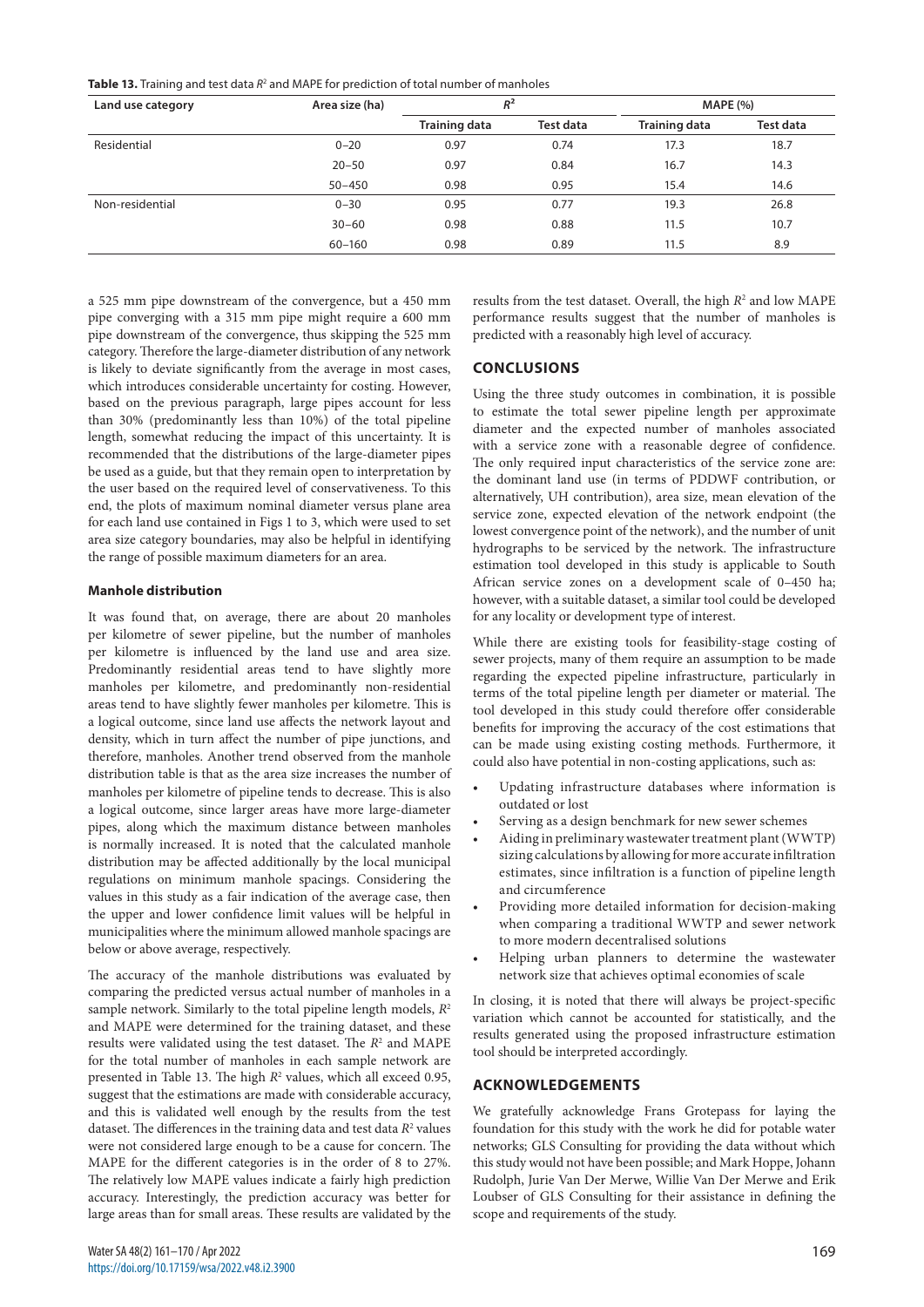**Table 13.** Training and test data $R^2$ and MAPE for prediction of total number of manholes

| Land use category | Area size (ha) | $R^2$ | | MAPE (%) | |
|---|---|---|---|---|---|
| | | Training data | Test data | Training data | Test data |
| Residential | 0–20 | 0.97 | 0.74 | 17.3 | 18.7 |
| | 20–50 | 0.97 | 0.84 | 16.7 | 14.3 |
| | 50–450 | 0.98 | 0.95 | 15.4 | 14.6 |
| Non-residential | 0–30 | 0.95 | 0.77 | 19.3 | 26.8 |
| | 30–60 | 0.98 | 0.88 | 11.5 | 10.7 |
| | 60–160 | 0.98 | 0.89 | 11.5 | 8.9 |

a 525 mm pipe downstream of the convergence, but a 450 mm pipe converging with a 315 mm pipe might require a 600 mm pipe downstream of the convergence, thus skipping the 525 mm category. Therefore the large-diameter distribution of any network is likely to deviate significantly from the average in most cases, which introduces considerable uncertainty for costing. However, based on the previous paragraph, large pipes account for less than 30% (predominantly less than 10%) of the total pipeline length, somewhat reducing the impact of this uncertainty. It is recommended that the distributions of the large-diameter pipes be used as a guide, but that they remain open to interpretation by the user based on the required level of conservativeness. To this end, the plots of maximum nominal diameter versus plane area for each land use contained in Figs 1 to 3, which were used to set area size category boundaries, may also be helpful in identifying the range of possible maximum diameters for an area.

### Manhole distribution

It was found that, on average, there are about 20 manholes per kilometre of sewer pipeline, but the number of manholes per kilometre is influenced by the land use and area size. Predominantly residential areas tend to have slightly more manholes per kilometre, and predominantly non-residential areas tend to have slightly fewer manholes per kilometre. This is a logical outcome, since land use affects the network layout and density, which in turn affect the number of pipe junctions, and therefore, manholes. Another trend observed from the manhole distribution table is that as the area size increases the number of manholes per kilometre of pipeline tends to decrease. This is also a logical outcome, since larger areas have more large-diameter pipes, along which the maximum distance between manholes is normally increased. It is noted that the calculated manhole distribution may be affected additionally by the local municipal regulations on minimum manhole spacings. Considering the values in this study as a fair indication of the average case, then the upper and lower confidence limit values will be helpful in municipalities where the minimum allowed manhole spacings are below or above average, respectively.

The accuracy of the manhole distributions was evaluated by comparing the predicted versus actual number of manholes in a sample network. Similarly to the total pipeline length models, $R^2$ and MAPE were determined for the training dataset, and these results were validated using the test dataset. The $R^2$ and MAPE for the total number of manholes in each sample network are presented in Table 13. The high $R^2$ values, which all exceed 0.95, suggest that the estimations are made with considerable accuracy, and this is validated well enough by the results from the test dataset. The differences in the training data and test data $R^2$ values were not considered large enough to be a cause for concern. The MAPE for the different categories is in the order of 8 to 27%. The relatively low MAPE values indicate a fairly high prediction accuracy. Interestingly, the prediction accuracy was better for large areas than for small areas. These results are validated by the results from the test dataset. Overall, the high $R^2$ and low MAPE performance results suggest that the number of manholes is predicted with a reasonably high level of accuracy.

## CONCLUSIONS

Using the three study outcomes in combination, it is possible to estimate the total sewer pipeline length per approximate diameter and the expected number of manholes associated with a service zone with a reasonable degree of confidence. The only required input characteristics of the service zone are: the dominant land use (in terms of PDDWF contribution, or alternatively, UH contribution), area size, mean elevation of the service zone, expected elevation of the network endpoint (the lowest convergence point of the network), and the number of unit hydrographs to be serviced by the network. The infrastructure estimation tool developed in this study is applicable to South African service zones on a development scale of 0–450 ha; however, with a suitable dataset, a similar tool could be developed for any locality or development type of interest.

While there are existing tools for feasibility-stage costing of sewer projects, many of them require an assumption to be made regarding the expected pipeline infrastructure, particularly in terms of the total pipeline length per diameter or material. The tool developed in this study could therefore offer considerable benefits for improving the accuracy of the cost estimations that can be made using existing costing methods. Furthermore, it could also have potential in non-costing applications, such as:

- Updating infrastructure databases where information is outdated or lost
- Serving as a design benchmark for new sewer schemes
- Aiding in preliminary wastewater treatment plant (WWTP) sizing calculations by allowing for more accurate infiltration estimates, since infiltration is a function of pipeline length and circumference
- Providing more detailed information for decision-making when comparing a traditional WWTP and sewer network to more modern decentralised solutions
- Helping urban planners to determine the wastewater network size that achieves optimal economies of scale

In closing, it is noted that there will always be project-specific variation which cannot be accounted for statistically, and the results generated using the proposed infrastructure estimation tool should be interpreted accordingly.

## ACKNOWLEDGEMENTS

We gratefully acknowledge Frans Grotepass for laying the foundation for this study with the work he did for potable water networks; GLS Consulting for providing the data without which this study would not have been possible; and Mark Hoppe, Johann Rudolph, Jurie Van Der Merwe, Willie Van Der Merwe and Erik Loubser of GLS Consulting for their assistance in defining the scope and requirements of the study.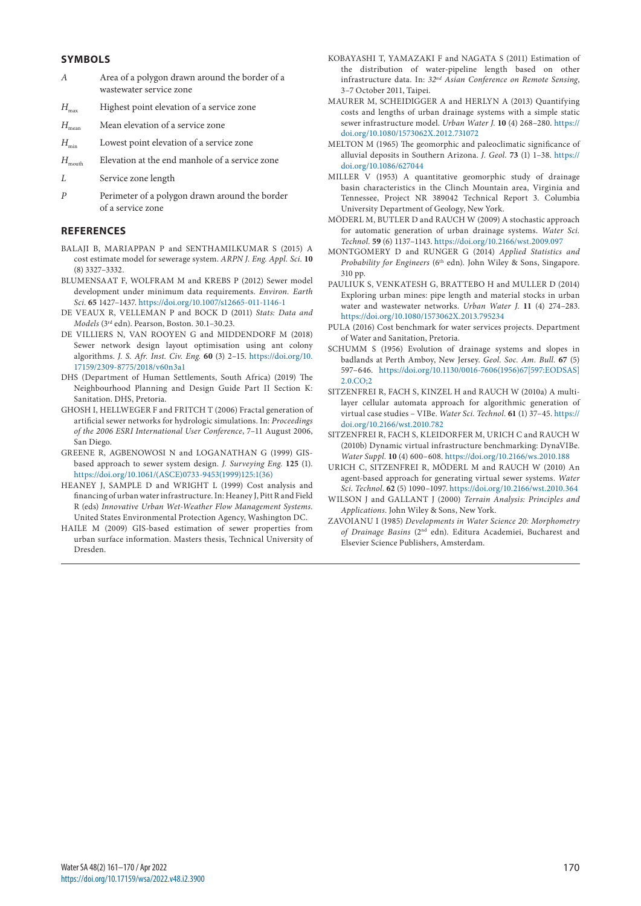## SYMBOLS

| | |
|---|---|
| $A$ | Area of a polygon drawn around the border of a wastewater service zone |
| $H_{max}$ | Highest point elevation of a service zone |
| $H_{mean}$ | Mean elevation of a service zone |
| $H_{min}$ | Lowest point elevation of a service zone |
| $H_{mouth}$ | Elevation at the end manhole of a service zone |
| $L$ | Service zone length |
| $P$ | Perimeter of a polygon drawn around the border of a service zone |

## REFERENCES

BALAJI B, MARIAPPAN P and SENTHAMILKUMAR S (2015) A cost estimate model for sewerage system. *ARPN J. Eng. Appl. Sci.* **10** (8) 3327–3332.

BLUMENSAAT F, WOLFRAM M and KREBS P (2012) Sewer model development under minimum data requirements. *Environ. Earth Sci.* **65** 1427–1437. https://doi.org/10.1007/s12665-011-1146-1

DE VEAUX R, VELLEMAN P and BOCK D (2011) *Stats: Data and Models* (3rd edn). Pearson, Boston. 30.1–30.23.

DE VILLIERS N, VAN ROOYEN G and MIDDENDORF M (2018) Sewer network design layout optimisation using ant colony algorithms. *J. S. Afr. Inst. Civ. Eng.* **60** (3) 2–15. https://doi.org/10.17159/2309-8775/2018/v60n3a1

DHS (Department of Human Settlements, South Africa) (2019) The Neighbourhood Planning and Design Guide Part II Section K: Sanitation. DHS, Pretoria.

GHOSH I, HELLWEGER F and FRITCH T (2006) Fractal generation of artificial sewer networks for hydrologic simulations. In: *Proceedings of the 2006 ESRI International User Conference*, 7–11 August 2006, San Diego.

GREENE R, AGBENOWOSI N and LOGANATHAN G (1999) GIS-based approach to sewer system design. *J. Surveying Eng.* **125** (1). https://doi.org/10.1061/(ASCE)0733-9453(1999)125:1(36)

HEANEY J, SAMPLE D and WRIGHT L (1999) Cost analysis and financing of urban water infrastructure. In: Heaney J, Pitt R and Field R (eds) *Innovative Urban Wet-Weather Flow Management Systems*. United States Environmental Protection Agency, Washington DC.

HAILE M (2009) GIS-based estimation of sewer properties from urban surface information. Masters thesis, Technical University of Dresden.

KOBAYASHI T, YAMAZAKI F and NAGATA S (2011) Estimation of the distribution of water-pipeline length based on other infrastructure data. In: *32nd Asian Conference on Remote Sensing*, 3–7 October 2011, Taipei.

MAURER M, SCHEIDIGGER A and HERLYN A (2013) Quantifying costs and lengths of urban drainage systems with a simple static sewer infrastructure model. *Urban Water J.* **10** (4) 268–280. https://doi.org/10.1080/1573062X.2012.731072

MELTON M (1965) The geomorphic and paleoclimatic significance of alluvial deposits in Southern Arizona. *J. Geol.* **73** (1) 1–38. https://doi.org/10.1086/627044

MILLER V (1953) A quantitative geomorphic study of drainage basin characteristics in the Clinch Mountain area, Virginia and Tennessee, Project NR 389042 Technical Report 3. Columbia University Department of Geology, New York.

MÖDERL M, BUTLER D and RAUCH W (2009) A stochastic approach for automatic generation of urban drainage systems. *Water Sci. Technol.* **59** (6) 1137–1143. https://doi.org/10.2166/wst.2009.097

MONTGOMERY D and RUNGER G (2014) *Applied Statistics and Probability for Engineers* (6th edn). John Wiley & Sons, Singapore. 310 pp.

PAULIUK S, VENKATESH G, BRATTEBO H and MULLER D (2014) Exploring urban mines: pipe length and material stocks in urban water and wastewater networks. *Urban Water J.* **11** (4) 274–283. https://doi.org/10.1080/1573062X.2013.795234

PULA (2016) Cost benchmark for water services projects. Department of Water and Sanitation, Pretoria.

SCHUMM S (1956) Evolution of drainage systems and slopes in badlands at Perth Amboy, New Jersey. *Geol. Soc. Am. Bull.* **67** (5) 597–646. https://doi.org/10.1130/0016-7606(1956)67[597:EODSAS]2.0.CO;2

SITZENFREI R, FACH S, KINZEL H and RAUCH W (2010a) A multi-layer cellular automata approach for algorithmic generation of virtual case studies – VIBe. *Water Sci. Technol.* **61** (1) 37–45. https://doi.org/10.2166/wst.2010.782

SITZENFREI R, FACH S, KLEIDORFER M, URICH C and RAUCH W (2010b) Dynamic virtual infrastructure benchmarking: DynaVIBe. *Water Suppl.* **10** (4) 600–608. https://doi.org/10.2166/ws.2010.188

URICH C, SITZENFREI R, MÖDERL M and RAUCH W (2010) An agent-based approach for generating virtual sewer systems. *Water Sci. Technol.* **62** (5) 1090–1097. https://doi.org/10.2166/wst.2010.364

WILSON J and GALLANT J (2000) *Terrain Analysis: Principles and Applications*. John Wiley & Sons, New York.

ZAVOIANU I (1985) *Developments in Water Science 20: Morphometry of Drainage Basins* (2nd edn). Editura Academiei, Bucharest and Elsevier Science Publishers, Amsterdam.